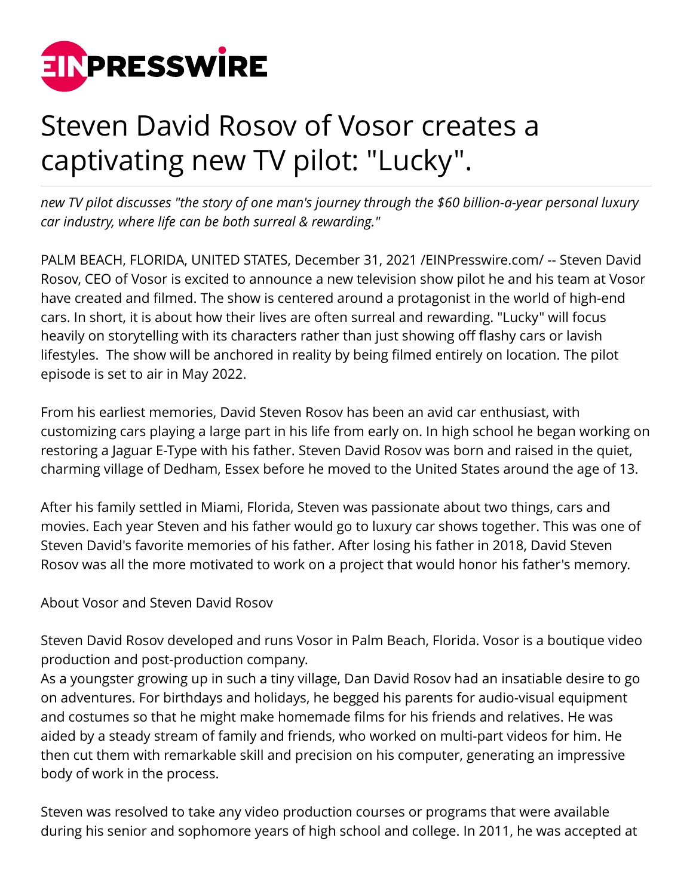# Steven David Rosov of Vosor creates a captivating new TV pilot: "Lucky".

*new TV pilot discusses "the story of one man's journey through the $60 billion-a-year personal luxury car industry, where life can be both surreal & rewarding."*

PALM BEACH, FLORIDA, UNITED STATES, December 31, 2021 /EINPresswire.com/ -- Steven David Rosov, CEO of Vosor is excited to announce a new television show pilot he and his team at Vosor have created and filmed. The show is centered around a protagonist in the world of high-end cars. In short, it is about how their lives are often surreal and rewarding. "Lucky" will focus heavily on storytelling with its characters rather than just showing off flashy cars or lavish lifestyles. The show will be anchored in reality by being filmed entirely on location. The pilot episode is set to air in May 2022.

From his earliest memories, David Steven Rosov has been an avid car enthusiast, with customizing cars playing a large part in his life from early on. In high school he began working on restoring a Jaguar E-Type with his father. Steven David Rosov was born and raised in the quiet, charming village of Dedham, Essex before he moved to the United States around the age of 13.

After his family settled in Miami, Florida, Steven was passionate about two things, cars and movies. Each year Steven and his father would go to luxury car shows together. This was one of Steven David's favorite memories of his father. After losing his father in 2018, David Steven Rosov was all the more motivated to work on a project that would honor his father's memory.

About Vosor and Steven David Rosov

Steven David Rosov developed and runs Vosor in Palm Beach, Florida. Vosor is a boutique video production and post-production company.
As a youngster growing up in such a tiny village, Dan David Rosov had an insatiable desire to go on adventures. For birthdays and holidays, he begged his parents for audio-visual equipment and costumes so that he might make homemade films for his friends and relatives. He was aided by a steady stream of family and friends, who worked on multi-part videos for him. He then cut them with remarkable skill and precision on his computer, generating an impressive body of work in the process.

Steven was resolved to take any video production courses or programs that were available during his senior and sophomore years of high school and college. In 2011, he was accepted at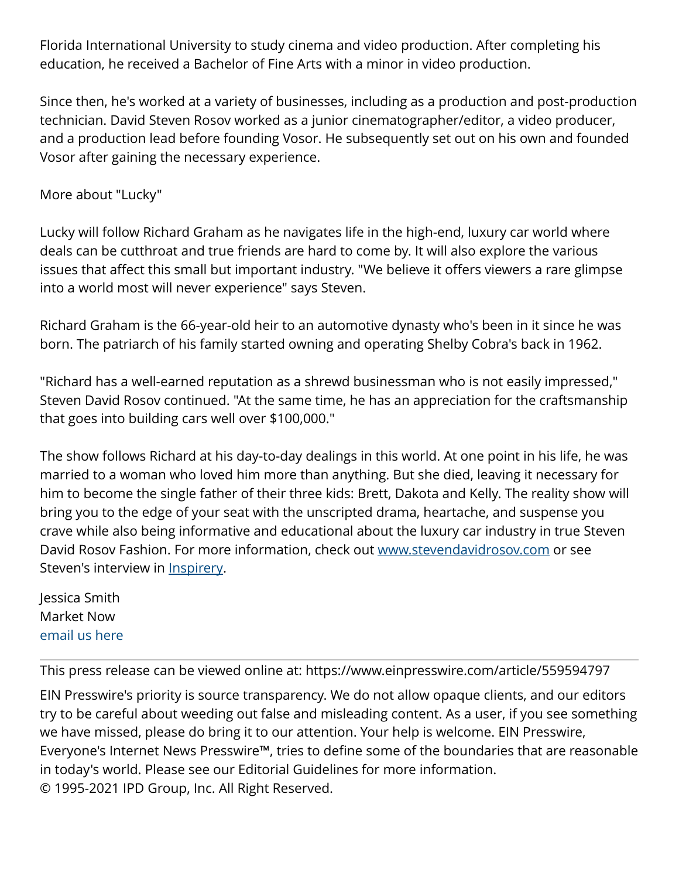Florida International University to study cinema and video production. After completing his education, he received a Bachelor of Fine Arts with a minor in video production.

Since then, he's worked at a variety of businesses, including as a production and post-production technician. David Steven Rosov worked as a junior cinematographer/editor, a video producer, and a production lead before founding Vosor. He subsequently set out on his own and founded Vosor after gaining the necessary experience.

More about "Lucky"

Lucky will follow Richard Graham as he navigates life in the high-end, luxury car world where deals can be cutthroat and true friends are hard to come by. It will also explore the various issues that affect this small but important industry. "We believe it offers viewers a rare glimpse into a world most will never experience" says Steven.

Richard Graham is the 66-year-old heir to an automotive dynasty who's been in it since he was born. The patriarch of his family started owning and operating Shelby Cobra's back in 1962.

"Richard has a well-earned reputation as a shrewd businessman who is not easily impressed," Steven David Rosov continued. "At the same time, he has an appreciation for the craftsmanship that goes into building cars well over $100,000."

The show follows Richard at his day-to-day dealings in this world. At one point in his life, he was married to a woman who loved him more than anything. But she died, leaving it necessary for him to become the single father of their three kids: Brett, Dakota and Kelly. The reality show will bring you to the edge of your seat with the unscripted drama, heartache, and suspense you crave while also being informative and educational about the luxury car industry in true Steven David Rosov Fashion. For more information, check out [www.stevendavidrosov.com](http://www.stevendavidrosov.com) or see Steven's interview in [Inspirery](#).

Jessica Smith
Market Now
email us here

---

This press release can be viewed online at: https://www.einpresswire.com/article/559594797

EIN Presswire's priority is source transparency. We do not allow opaque clients, and our editors try to be careful about weeding out false and misleading content. As a user, if you see something we have missed, please do bring it to our attention. Your help is welcome. EIN Presswire, Everyone's Internet News Presswire™, tries to define some of the boundaries that are reasonable in today's world. Please see our Editorial Guidelines for more information.
© 1995-2021 IPD Group, Inc. All Right Reserved.